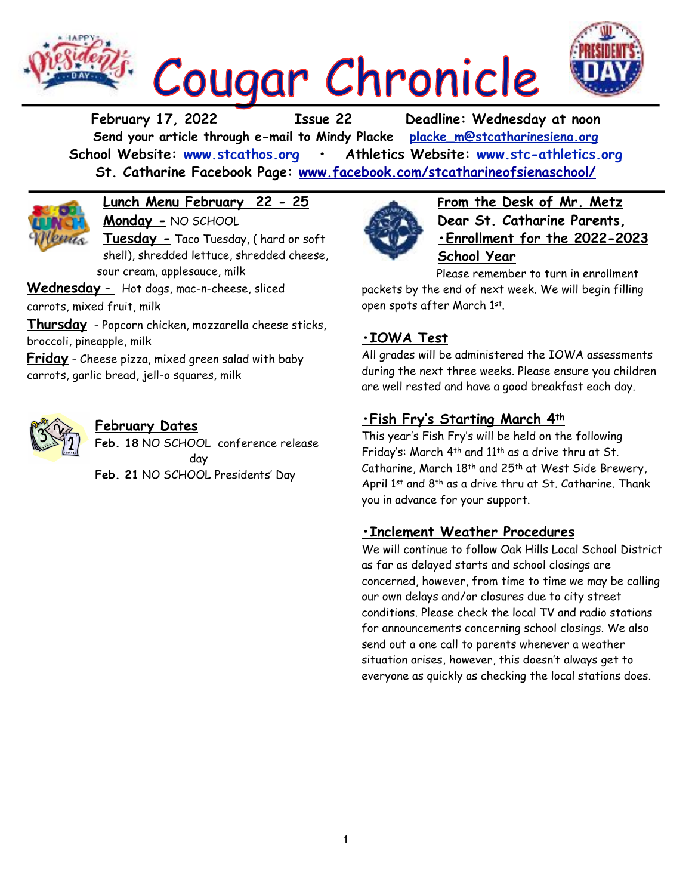# Cougar Chronicle

**February 17, 2022 Issue 22 Deadline: Wednesday at noon**

**Send your article through e-mail to Mindy Placke** placke_m@stcatharinesiena.org

**School Website: www.stcathos.org • Athletics Website: www.stc-athletics.org**

**St. Catharine Facebook Page: www.facebook.com/stcatharineofsienaschool/**

## Lunch Menu February 22 - 25

**Monday -** NO SCHOOL

**Tuesday -** Taco Tuesday, ( hard or soft shell), shredded lettuce, shredded cheese, sour cream, applesauce, milk

**Wednesday -** Hot dogs, mac-n-cheese, sliced carrots, mixed fruit, milk

**Thursday** - Popcorn chicken, mozzarella cheese sticks, broccoli, pineapple, milk

**Friday** - Cheese pizza, mixed green salad with baby carrots, garlic bread, jell-o squares, milk

## February Dates

**Feb. 18** NO SCHOOL conference release day

**Feb. 21** NO SCHOOL Presidents' Day

## From the Desk of Mr. Metz

**Dear St. Catharine Parents,**

### •Enrollment for the 2022-2023 School Year

Please remember to turn in enrollment packets by the end of next week. We will begin filling open spots after March 1st.

### •IOWA Test

All grades will be administered the IOWA assessments during the next three weeks. Please ensure you children are well rested and have a good breakfast each day.

### •Fish Fry's Starting March 4th

This year's Fish Fry's will be held on the following Friday's: March 4th and 11th as a drive thru at St. Catharine, March 18th and 25th at West Side Brewery, April 1st and 8th as a drive thru at St. Catharine. Thank you in advance for your support.

### •Inclement Weather Procedures

We will continue to follow Oak Hills Local School District as far as delayed starts and school closings are concerned, however, from time to time we may be calling our own delays and/or closures due to city street conditions. Please check the local TV and radio stations for announcements concerning school closings. We also send out a one call to parents whenever a weather situation arises, however, this doesn't always get to everyone as quickly as checking the local stations does.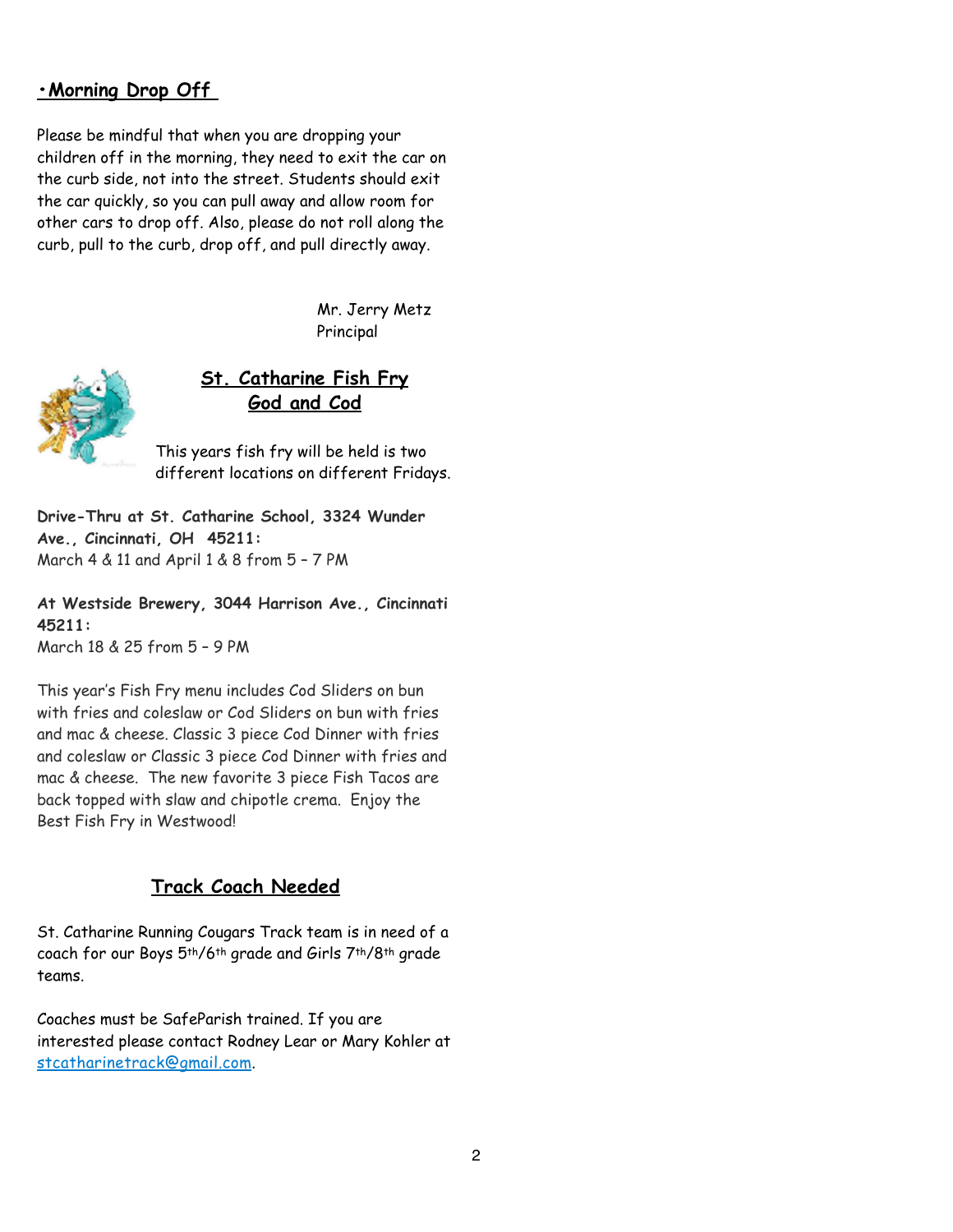## •Morning Drop Off

Please be mindful that when you are dropping your children off in the morning, they need to exit the car on the curb side, not into the street. Students should exit the car quickly, so you can pull away and allow room for other cars to drop off. Also, please do not roll along the curb, pull to the curb, drop off, and pull directly away.

Mr. Jerry Metz
Principal

## St. Catharine Fish Fry
## God and Cod

This years fish fry will be held is two different locations on different Fridays.

**Drive-Thru at St. Catharine School, 3324 Wunder Ave., Cincinnati, OH 45211:**
March 4 & 11 and April 1 & 8 from 5 – 7 PM

**At Westside Brewery, 3044 Harrison Ave., Cincinnati 45211:**
March 18 & 25 from 5 – 9 PM

This year's Fish Fry menu includes Cod Sliders on bun with fries and coleslaw or Cod Sliders on bun with fries and mac & cheese. Classic 3 piece Cod Dinner with fries and coleslaw or Classic 3 piece Cod Dinner with fries and mac & cheese. The new favorite 3 piece Fish Tacos are back topped with slaw and chipotle crema. Enjoy the Best Fish Fry in Westwood!

## Track Coach Needed

St. Catharine Running Cougars Track team is in need of a coach for our Boys 5th/6th grade and Girls 7th/8th grade teams.

Coaches must be SafeParish trained. If you are interested please contact Rodney Lear or Mary Kohler at stcatharinetrack@gmail.com.